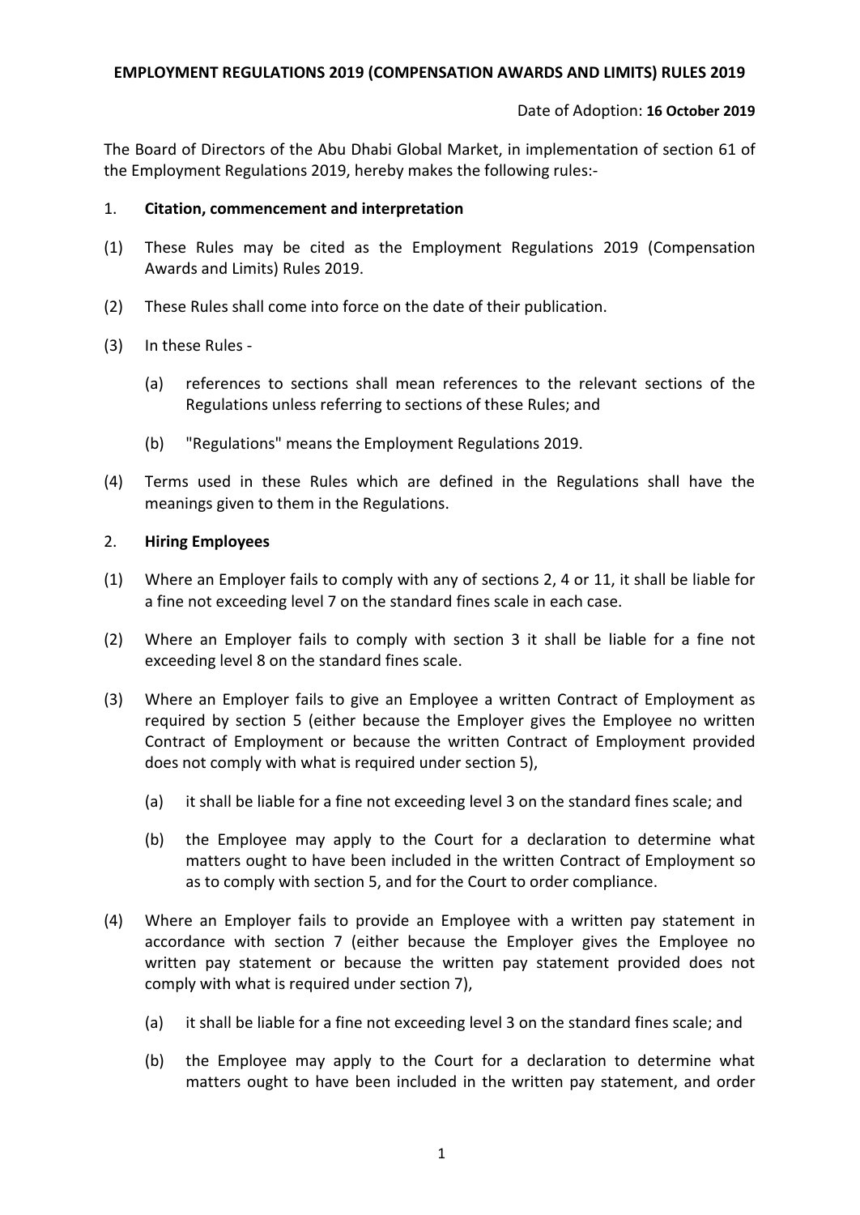# EMPLOYMENT REGULATIONS 2019 (COMPENSATION AWARDS AND LIMITS) RULES 2019

Date of Adoption: **16 October 2019**

The Board of Directors of the Abu Dhabi Global Market, in implementation of section 61 of the Employment Regulations 2019, hereby makes the following rules:-

## 1. Citation, commencement and interpretation

(1) These Rules may be cited as the Employment Regulations 2019 (Compensation Awards and Limits) Rules 2019.

(2) These Rules shall come into force on the date of their publication.

(3) In these Rules -

   (a) references to sections shall mean references to the relevant sections of the Regulations unless referring to sections of these Rules; and

   (b) "Regulations" means the Employment Regulations 2019.

(4) Terms used in these Rules which are defined in the Regulations shall have the meanings given to them in the Regulations.

## 2. Hiring Employees

(1) Where an Employer fails to comply with any of sections 2, 4 or 11, it shall be liable for a fine not exceeding level 7 on the standard fines scale in each case.

(2) Where an Employer fails to comply with section 3 it shall be liable for a fine not exceeding level 8 on the standard fines scale.

(3) Where an Employer fails to give an Employee a written Contract of Employment as required by section 5 (either because the Employer gives the Employee no written Contract of Employment or because the written Contract of Employment provided does not comply with what is required under section 5),

   (a) it shall be liable for a fine not exceeding level 3 on the standard fines scale; and

   (b) the Employee may apply to the Court for a declaration to determine what matters ought to have been included in the written Contract of Employment so as to comply with section 5, and for the Court to order compliance.

(4) Where an Employer fails to provide an Employee with a written pay statement in accordance with section 7 (either because the Employer gives the Employee no written pay statement or because the written pay statement provided does not comply with what is required under section 7),

   (a) it shall be liable for a fine not exceeding level 3 on the standard fines scale; and

   (b) the Employee may apply to the Court for a declaration to determine what matters ought to have been included in the written pay statement, and order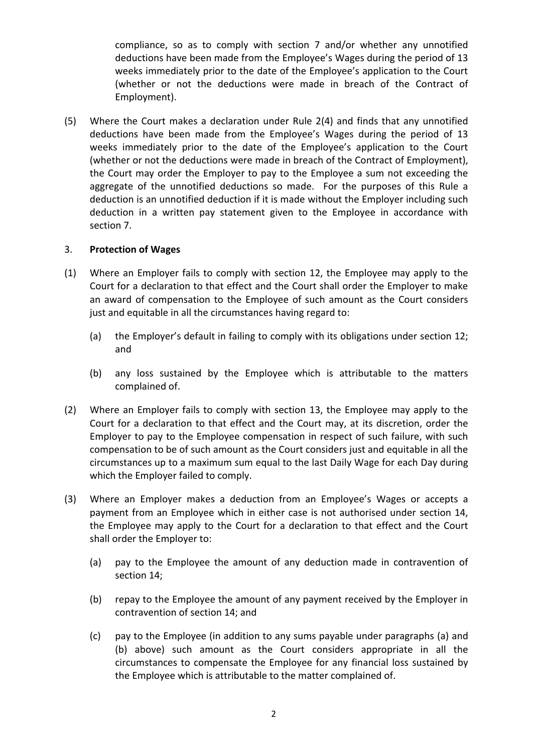compliance, so as to comply with section 7 and/or whether any unnotified deductions have been made from the Employee's Wages during the period of 13 weeks immediately prior to the date of the Employee's application to the Court (whether or not the deductions were made in breach of the Contract of Employment).

(5) Where the Court makes a declaration under Rule 2(4) and finds that any unnotified deductions have been made from the Employee's Wages during the period of 13 weeks immediately prior to the date of the Employee's application to the Court (whether or not the deductions were made in breach of the Contract of Employment), the Court may order the Employer to pay to the Employee a sum not exceeding the aggregate of the unnotified deductions so made. For the purposes of this Rule a deduction is an unnotified deduction if it is made without the Employer including such deduction in a written pay statement given to the Employee in accordance with section 7.

3. **Protection of Wages**

(1) Where an Employer fails to comply with section 12, the Employee may apply to the Court for a declaration to that effect and the Court shall order the Employer to make an award of compensation to the Employee of such amount as the Court considers just and equitable in all the circumstances having regard to:

   (a) the Employer's default in failing to comply with its obligations under section 12; and

   (b) any loss sustained by the Employee which is attributable to the matters complained of.

(2) Where an Employer fails to comply with section 13, the Employee may apply to the Court for a declaration to that effect and the Court may, at its discretion, order the Employer to pay to the Employee compensation in respect of such failure, with such compensation to be of such amount as the Court considers just and equitable in all the circumstances up to a maximum sum equal to the last Daily Wage for each Day during which the Employer failed to comply.

(3) Where an Employer makes a deduction from an Employee's Wages or accepts a payment from an Employee which in either case is not authorised under section 14, the Employee may apply to the Court for a declaration to that effect and the Court shall order the Employer to:

   (a) pay to the Employee the amount of any deduction made in contravention of section 14;

   (b) repay to the Employee the amount of any payment received by the Employer in contravention of section 14; and

   (c) pay to the Employee (in addition to any sums payable under paragraphs (a) and (b) above) such amount as the Court considers appropriate in all the circumstances to compensate the Employee for any financial loss sustained by the Employee which is attributable to the matter complained of.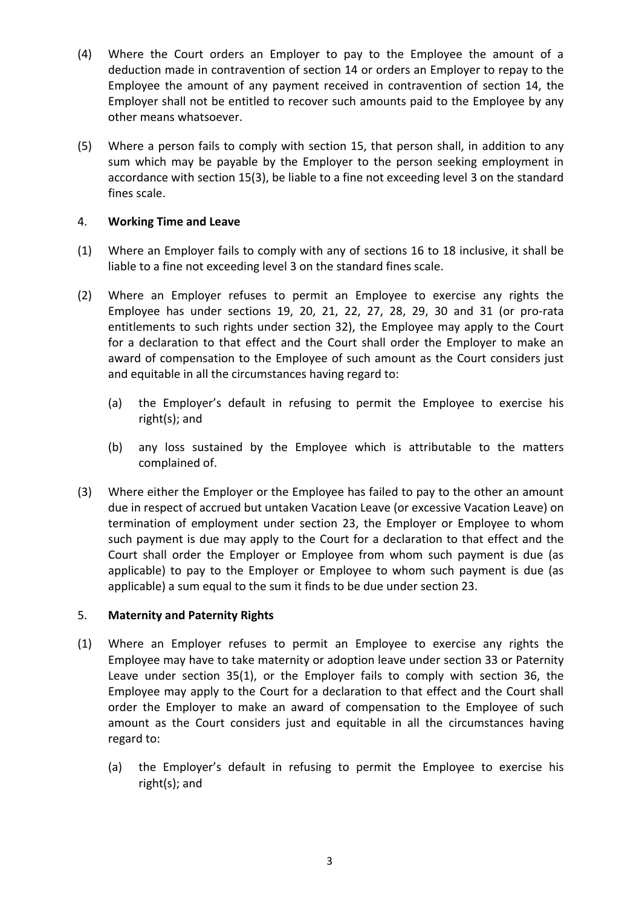(4) Where the Court orders an Employer to pay to the Employee the amount of a deduction made in contravention of section 14 or orders an Employer to repay to the Employee the amount of any payment received in contravention of section 14, the Employer shall not be entitled to recover such amounts paid to the Employee by any other means whatsoever.

(5) Where a person fails to comply with section 15, that person shall, in addition to any sum which may be payable by the Employer to the person seeking employment in accordance with section 15(3), be liable to a fine not exceeding level 3 on the standard fines scale.

4. **Working Time and Leave**

(1) Where an Employer fails to comply with any of sections 16 to 18 inclusive, it shall be liable to a fine not exceeding level 3 on the standard fines scale.

(2) Where an Employer refuses to permit an Employee to exercise any rights the Employee has under sections 19, 20, 21, 22, 27, 28, 29, 30 and 31 (or pro-rata entitlements to such rights under section 32), the Employee may apply to the Court for a declaration to that effect and the Court shall order the Employer to make an award of compensation to the Employee of such amount as the Court considers just and equitable in all the circumstances having regard to:

   (a) the Employer's default in refusing to permit the Employee to exercise his right(s); and

   (b) any loss sustained by the Employee which is attributable to the matters complained of.

(3) Where either the Employer or the Employee has failed to pay to the other an amount due in respect of accrued but untaken Vacation Leave (or excessive Vacation Leave) on termination of employment under section 23, the Employer or Employee to whom such payment is due may apply to the Court for a declaration to that effect and the Court shall order the Employer or Employee from whom such payment is due (as applicable) to pay to the Employer or Employee to whom such payment is due (as applicable) a sum equal to the sum it finds to be due under section 23.

5. **Maternity and Paternity Rights**

(1) Where an Employer refuses to permit an Employee to exercise any rights the Employee may have to take maternity or adoption leave under section 33 or Paternity Leave under section 35(1), or the Employer fails to comply with section 36, the Employee may apply to the Court for a declaration to that effect and the Court shall order the Employer to make an award of compensation to the Employee of such amount as the Court considers just and equitable in all the circumstances having regard to:

   (a) the Employer's default in refusing to permit the Employee to exercise his right(s); and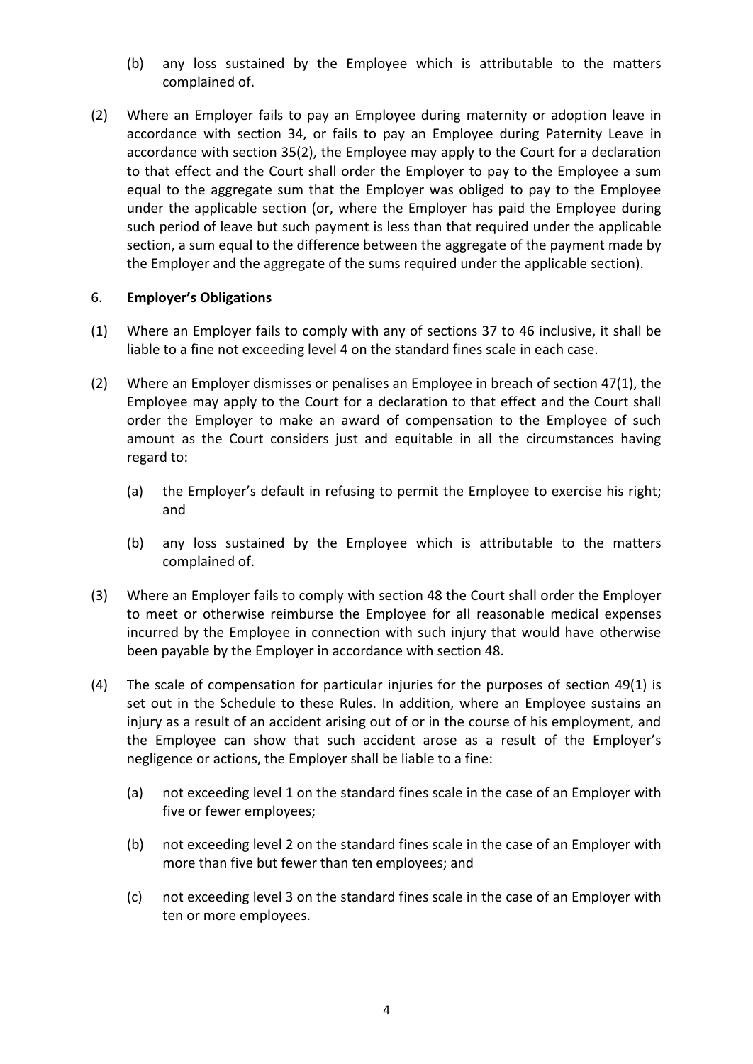(b) any loss sustained by the Employee which is attributable to the matters complained of.

(2) Where an Employer fails to pay an Employee during maternity or adoption leave in accordance with section 34, or fails to pay an Employee during Paternity Leave in accordance with section 35(2), the Employee may apply to the Court for a declaration to that effect and the Court shall order the Employer to pay to the Employee a sum equal to the aggregate sum that the Employer was obliged to pay to the Employee under the applicable section (or, where the Employer has paid the Employee during such period of leave but such payment is less than that required under the applicable section, a sum equal to the difference between the aggregate of the payment made by the Employer and the aggregate of the sums required under the applicable section).

6. **Employer's Obligations**

(1) Where an Employer fails to comply with any of sections 37 to 46 inclusive, it shall be liable to a fine not exceeding level 4 on the standard fines scale in each case.

(2) Where an Employer dismisses or penalises an Employee in breach of section 47(1), the Employee may apply to the Court for a declaration to that effect and the Court shall order the Employer to make an award of compensation to the Employee of such amount as the Court considers just and equitable in all the circumstances having regard to:

(a) the Employer's default in refusing to permit the Employee to exercise his right; and

(b) any loss sustained by the Employee which is attributable to the matters complained of.

(3) Where an Employer fails to comply with section 48 the Court shall order the Employer to meet or otherwise reimburse the Employee for all reasonable medical expenses incurred by the Employee in connection with such injury that would have otherwise been payable by the Employer in accordance with section 48.

(4) The scale of compensation for particular injuries for the purposes of section 49(1) is set out in the Schedule to these Rules. In addition, where an Employee sustains an injury as a result of an accident arising out of or in the course of his employment, and the Employee can show that such accident arose as a result of the Employer's negligence or actions, the Employer shall be liable to a fine:

(a) not exceeding level 1 on the standard fines scale in the case of an Employer with five or fewer employees;

(b) not exceeding level 2 on the standard fines scale in the case of an Employer with more than five but fewer than ten employees; and

(c) not exceeding level 3 on the standard fines scale in the case of an Employer with ten or more employees.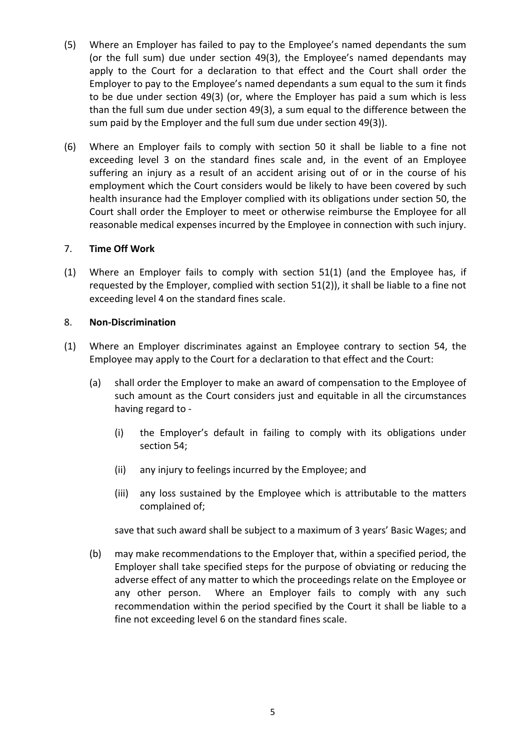(5) Where an Employer has failed to pay to the Employee's named dependants the sum (or the full sum) due under section 49(3), the Employee's named dependants may apply to the Court for a declaration to that effect and the Court shall order the Employer to pay to the Employee's named dependants a sum equal to the sum it finds to be due under section 49(3) (or, where the Employer has paid a sum which is less than the full sum due under section 49(3), a sum equal to the difference between the sum paid by the Employer and the full sum due under section 49(3)).

(6) Where an Employer fails to comply with section 50 it shall be liable to a fine not exceeding level 3 on the standard fines scale and, in the event of an Employee suffering an injury as a result of an accident arising out of or in the course of his employment which the Court considers would be likely to have been covered by such health insurance had the Employer complied with its obligations under section 50, the Court shall order the Employer to meet or otherwise reimburse the Employee for all reasonable medical expenses incurred by the Employee in connection with such injury.

## 7. **Time Off Work**

(1) Where an Employer fails to comply with section 51(1) (and the Employee has, if requested by the Employer, complied with section 51(2)), it shall be liable to a fine not exceeding level 4 on the standard fines scale.

## 8. **Non-Discrimination**

(1) Where an Employer discriminates against an Employee contrary to section 54, the Employee may apply to the Court for a declaration to that effect and the Court:

  (a) shall order the Employer to make an award of compensation to the Employee of such amount as the Court considers just and equitable in all the circumstances having regard to -

    (i) the Employer's default in failing to comply with its obligations under section 54;

    (ii) any injury to feelings incurred by the Employee; and

    (iii) any loss sustained by the Employee which is attributable to the matters complained of;

  save that such award shall be subject to a maximum of 3 years' Basic Wages; and

  (b) may make recommendations to the Employer that, within a specified period, the Employer shall take specified steps for the purpose of obviating or reducing the adverse effect of any matter to which the proceedings relate on the Employee or any other person. Where an Employer fails to comply with any such recommendation within the period specified by the Court it shall be liable to a fine not exceeding level 6 on the standard fines scale.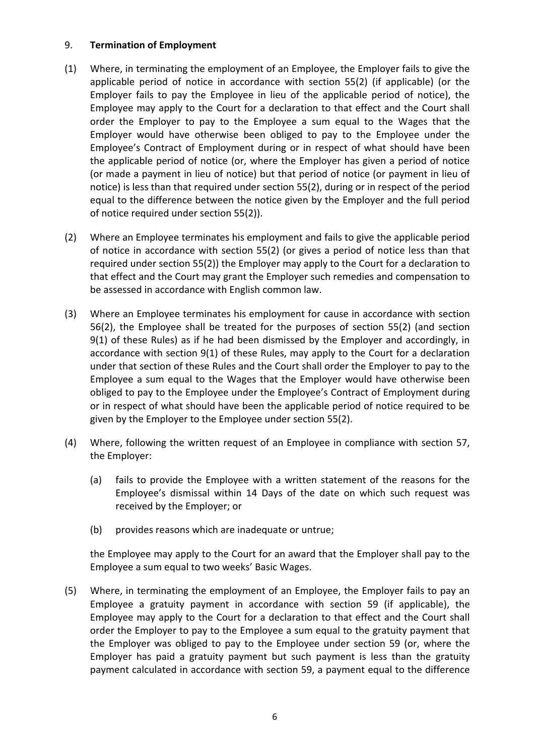## 9. **Termination of Employment**

(1) Where, in terminating the employment of an Employee, the Employer fails to give the applicable period of notice in accordance with section 55(2) (if applicable) (or the Employer fails to pay the Employee in lieu of the applicable period of notice), the Employee may apply to the Court for a declaration to that effect and the Court shall order the Employer to pay to the Employee a sum equal to the Wages that the Employer would have otherwise been obliged to pay to the Employee under the Employee's Contract of Employment during or in respect of what should have been the applicable period of notice (or, where the Employer has given a period of notice (or made a payment in lieu of notice) but that period of notice (or payment in lieu of notice) is less than that required under section 55(2), during or in respect of the period equal to the difference between the notice given by the Employer and the full period of notice required under section 55(2)).

(2) Where an Employee terminates his employment and fails to give the applicable period of notice in accordance with section 55(2) (or gives a period of notice less than that required under section 55(2)) the Employer may apply to the Court for a declaration to that effect and the Court may grant the Employer such remedies and compensation to be assessed in accordance with English common law.

(3) Where an Employee terminates his employment for cause in accordance with section 56(2), the Employee shall be treated for the purposes of section 55(2) (and section 9(1) of these Rules) as if he had been dismissed by the Employer and accordingly, in accordance with section 9(1) of these Rules, may apply to the Court for a declaration under that section of these Rules and the Court shall order the Employer to pay to the Employee a sum equal to the Wages that the Employer would have otherwise been obliged to pay to the Employee under the Employee's Contract of Employment during or in respect of what should have been the applicable period of notice required to be given by the Employer to the Employee under section 55(2).

(4) Where, following the written request of an Employee in compliance with section 57, the Employer:

(a) fails to provide the Employee with a written statement of the reasons for the Employee's dismissal within 14 Days of the date on which such request was received by the Employer; or

(b) provides reasons which are inadequate or untrue;

the Employee may apply to the Court for an award that the Employer shall pay to the Employee a sum equal to two weeks' Basic Wages.

(5) Where, in terminating the employment of an Employee, the Employer fails to pay an Employee a gratuity payment in accordance with section 59 (if applicable), the Employee may apply to the Court for a declaration to that effect and the Court shall order the Employer to pay to the Employee a sum equal to the gratuity payment that the Employer was obliged to pay to the Employee under section 59 (or, where the Employer has paid a gratuity payment but such payment is less than the gratuity payment calculated in accordance with section 59, a payment equal to the difference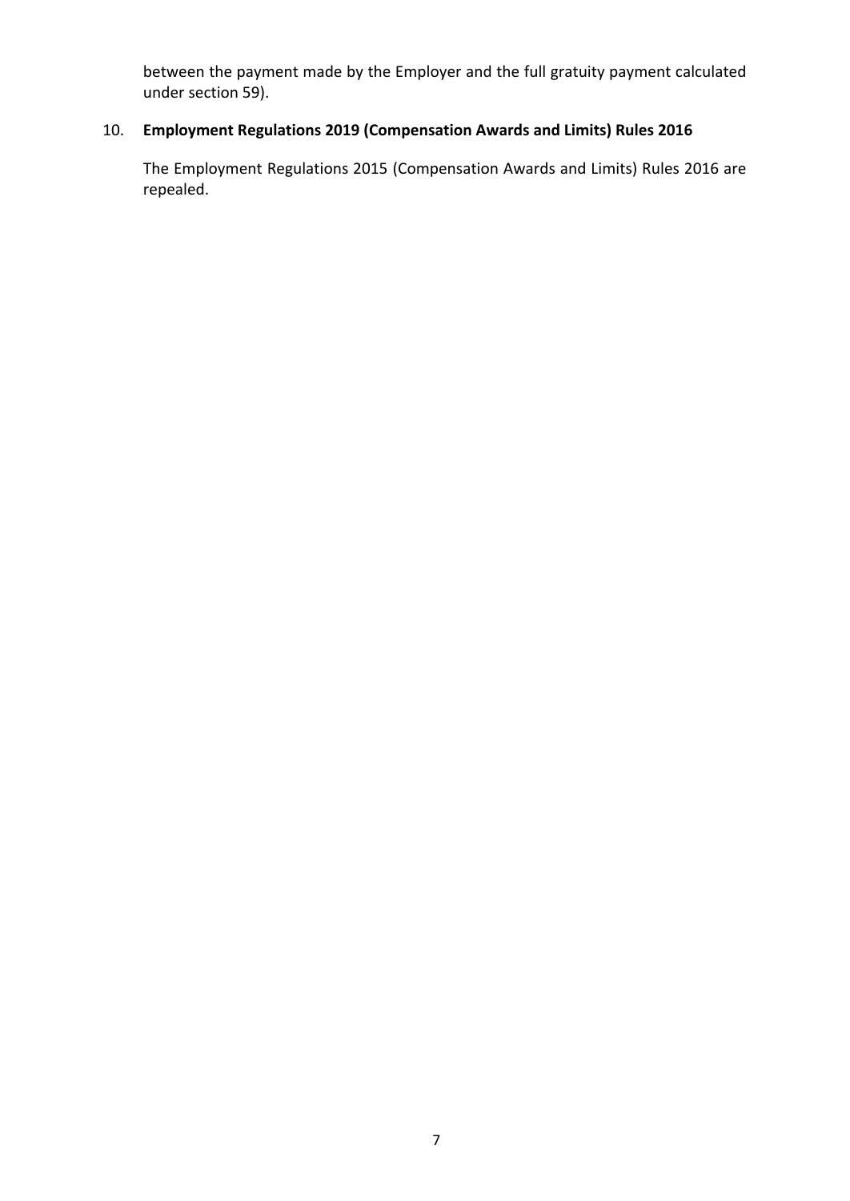between the payment made by the Employer and the full gratuity payment calculated under section 59).

10. **Employment Regulations 2019 (Compensation Awards and Limits) Rules 2016**

    The Employment Regulations 2015 (Compensation Awards and Limits) Rules 2016 are repealed.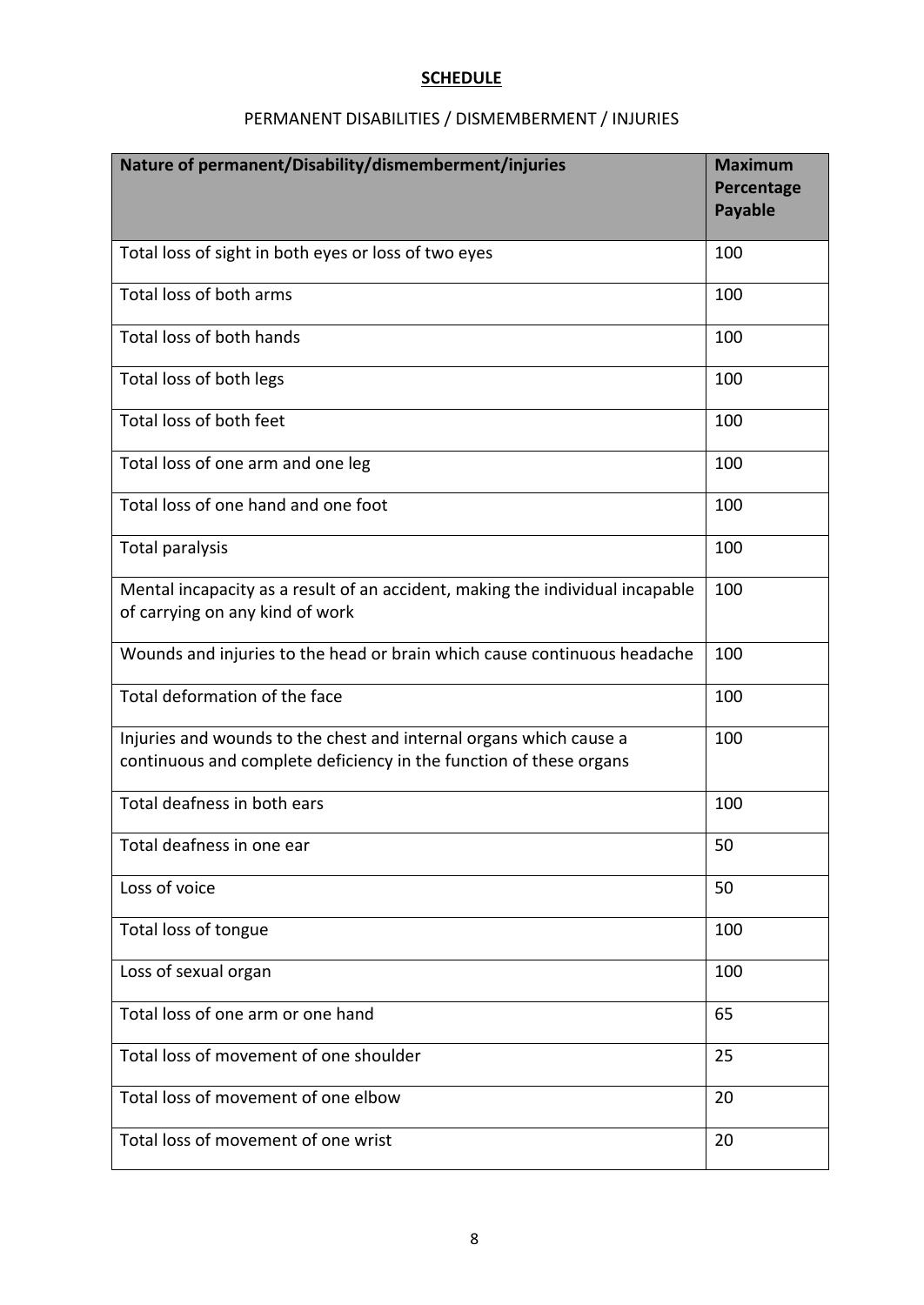**SCHEDULE**

PERMANENT DISABILITIES / DISMEMBERMENT / INJURIES

| Nature of permanent/Disability/dismemberment/injuries | Maximum Percentage Payable |
|---|---|
| Total loss of sight in both eyes or loss of two eyes | 100 |
| Total loss of both arms | 100 |
| Total loss of both hands | 100 |
| Total loss of both legs | 100 |
| Total loss of both feet | 100 |
| Total loss of one arm and one leg | 100 |
| Total loss of one hand and one foot | 100 |
| Total paralysis | 100 |
| Mental incapacity as a result of an accident, making the individual incapable of carrying on any kind of work | 100 |
| Wounds and injuries to the head or brain which cause continuous headache | 100 |
| Total deformation of the face | 100 |
| Injuries and wounds to the chest and internal organs which cause a continuous and complete deficiency in the function of these organs | 100 |
| Total deafness in both ears | 100 |
| Total deafness in one ear | 50 |
| Loss of voice | 50 |
| Total loss of tongue | 100 |
| Loss of sexual organ | 100 |
| Total loss of one arm or one hand | 65 |
| Total loss of movement of one shoulder | 25 |
| Total loss of movement of one elbow | 20 |
| Total loss of movement of one wrist | 20 |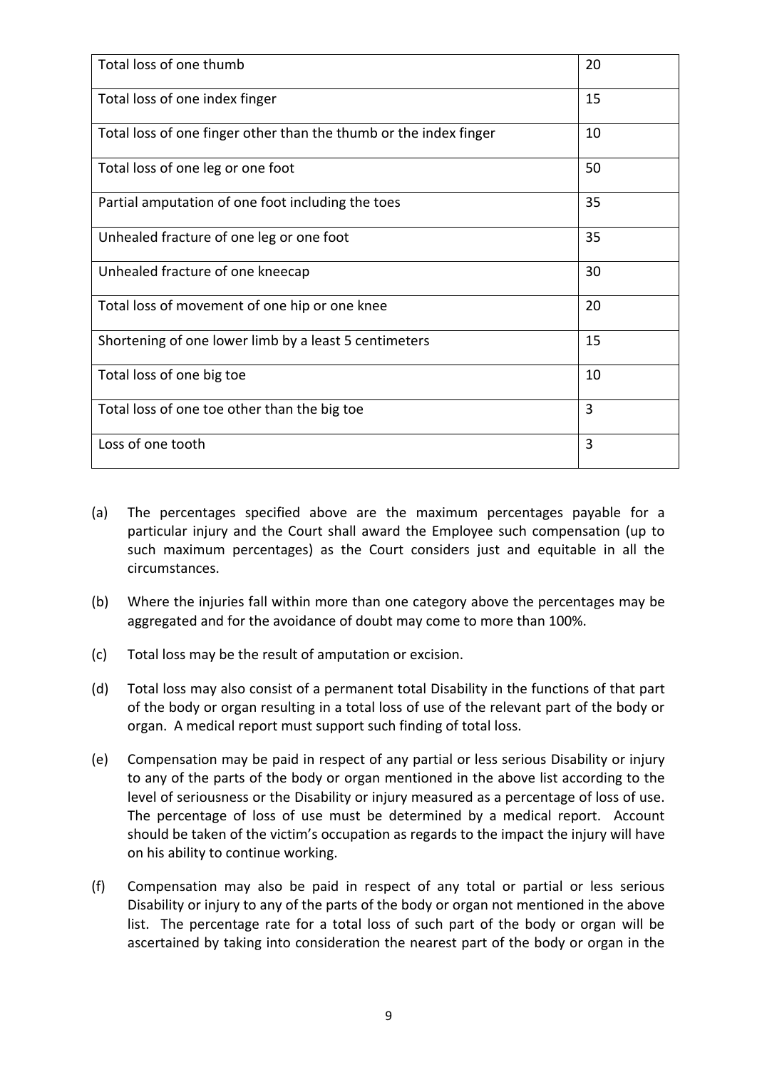| | |
|---|---|
| Total loss of one thumb | 20 |
| Total loss of one index finger | 15 |
| Total loss of one finger other than the thumb or the index finger | 10 |
| Total loss of one leg or one foot | 50 |
| Partial amputation of one foot including the toes | 35 |
| Unhealed fracture of one leg or one foot | 35 |
| Unhealed fracture of one kneecap | 30 |
| Total loss of movement of one hip or one knee | 20 |
| Shortening of one lower limb by a least 5 centimeters | 15 |
| Total loss of one big toe | 10 |
| Total loss of one toe other than the big toe | 3 |
| Loss of one tooth | 3 |

(a) The percentages specified above are the maximum percentages payable for a particular injury and the Court shall award the Employee such compensation (up to such maximum percentages) as the Court considers just and equitable in all the circumstances.

(b) Where the injuries fall within more than one category above the percentages may be aggregated and for the avoidance of doubt may come to more than 100%.

(c) Total loss may be the result of amputation or excision.

(d) Total loss may also consist of a permanent total Disability in the functions of that part of the body or organ resulting in a total loss of use of the relevant part of the body or organ. A medical report must support such finding of total loss.

(e) Compensation may be paid in respect of any partial or less serious Disability or injury to any of the parts of the body or organ mentioned in the above list according to the level of seriousness or the Disability or injury measured as a percentage of loss of use. The percentage of loss of use must be determined by a medical report. Account should be taken of the victim's occupation as regards to the impact the injury will have on his ability to continue working.

(f) Compensation may also be paid in respect of any total or partial or less serious Disability or injury to any of the parts of the body or organ not mentioned in the above list. The percentage rate for a total loss of such part of the body or organ will be ascertained by taking into consideration the nearest part of the body or organ in the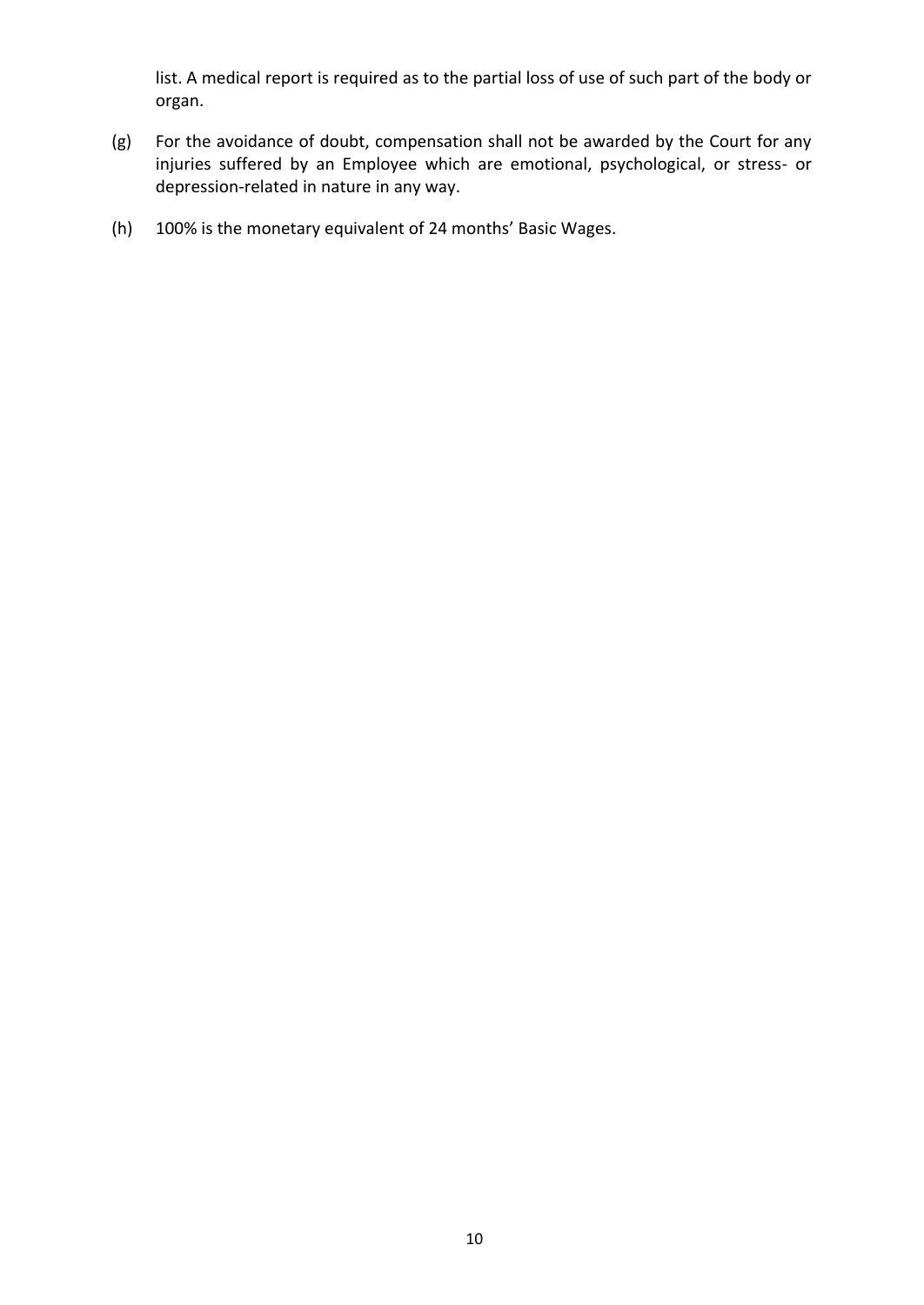list. A medical report is required as to the partial loss of use of such part of the body or organ.

(g) For the avoidance of doubt, compensation shall not be awarded by the Court for any injuries suffered by an Employee which are emotional, psychological, or stress- or depression-related in nature in any way.

(h) 100% is the monetary equivalent of 24 months' Basic Wages.